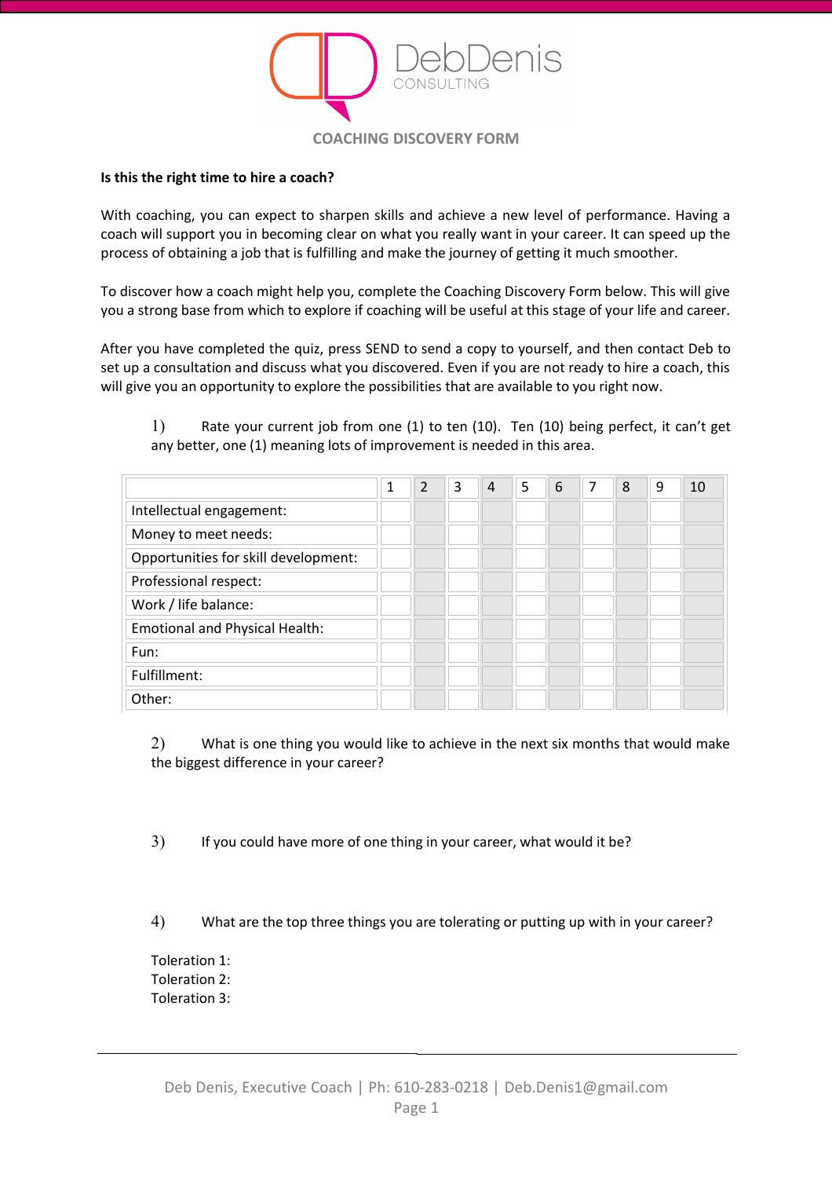DebDenis
CONSULTING

## COACHING DISCOVERY FORM

**Is this the right time to hire a coach?**

With coaching, you can expect to sharpen skills and achieve a new level of performance. Having a coach will support you in becoming clear on what you really want in your career. It can speed up the process of obtaining a job that is fulfilling and make the journey of getting it much smoother.

To discover how a coach might help you, complete the Coaching Discovery Form below. This will give you a strong base from which to explore if coaching will be useful at this stage of your life and career.

After you have completed the quiz, press SEND to send a copy to yourself, and then contact Deb to set up a consultation and discuss what you discovered. Even if you are not ready to hire a coach, this will give you an opportunity to explore the possibilities that are available to you right now.

1) Rate your current job from one (1) to ten (10). Ten (10) being perfect, it can't get any better, one (1) meaning lots of improvement is needed in this area.

| | 1 | 2 | 3 | 4 | 5 | 6 | 7 | 8 | 9 | 10 |
|---|---|---|---|---|---|---|---|---|---|---|
| Intellectual engagement: | | | | | | | | | | |
| Money to meet needs: | | | | | | | | | | |
| Opportunities for skill development: | | | | | | | | | | |
| Professional respect: | | | | | | | | | | |
| Work / life balance: | | | | | | | | | | |
| Emotional and Physical Health: | | | | | | | | | | |
| Fun: | | | | | | | | | | |
| Fulfillment: | | | | | | | | | | |
| Other: | | | | | | | | | | |

2) What is one thing you would like to achieve in the next six months that would make the biggest difference in your career?

3) If you could have more of one thing in your career, what would it be?

4) What are the top three things you are tolerating or putting up with in your career?

Toleration 1:
Toleration 2:
Toleration 3:

Deb Denis, Executive Coach | Ph: 610-283-0218 | Deb.Denis1@gmail.com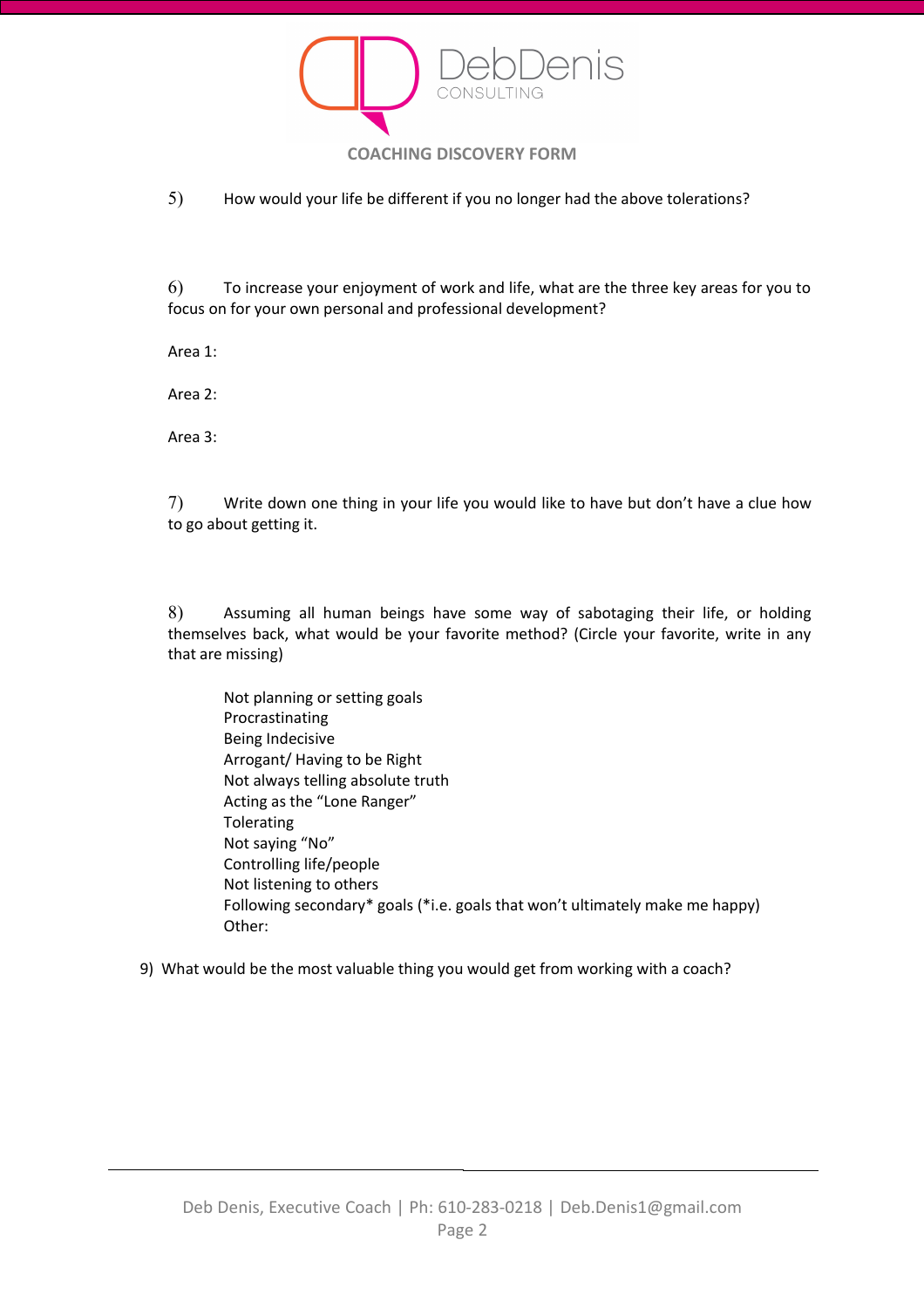## COACHING DISCOVERY FORM

5) How would your life be different if you no longer had the above tolerations?

6) To increase your enjoyment of work and life, what are the three key areas for you to focus on for your own personal and professional development?

Area 1:

Area 2:

Area 3:

7) Write down one thing in your life you would like to have but don't have a clue how to go about getting it.

8) Assuming all human beings have some way of sabotaging their life, or holding themselves back, what would be your favorite method? (Circle your favorite, write in any that are missing)

- Not planning or setting goals
- Procrastinating
- Being Indecisive
- Arrogant/ Having to be Right
- Not always telling absolute truth
- Acting as the "Lone Ranger"
- Tolerating
- Not saying "No"
- Controlling life/people
- Not listening to others
- Following secondary* goals (*i.e. goals that won't ultimately make me happy)
- Other:

9) What would be the most valuable thing you would get from working with a coach?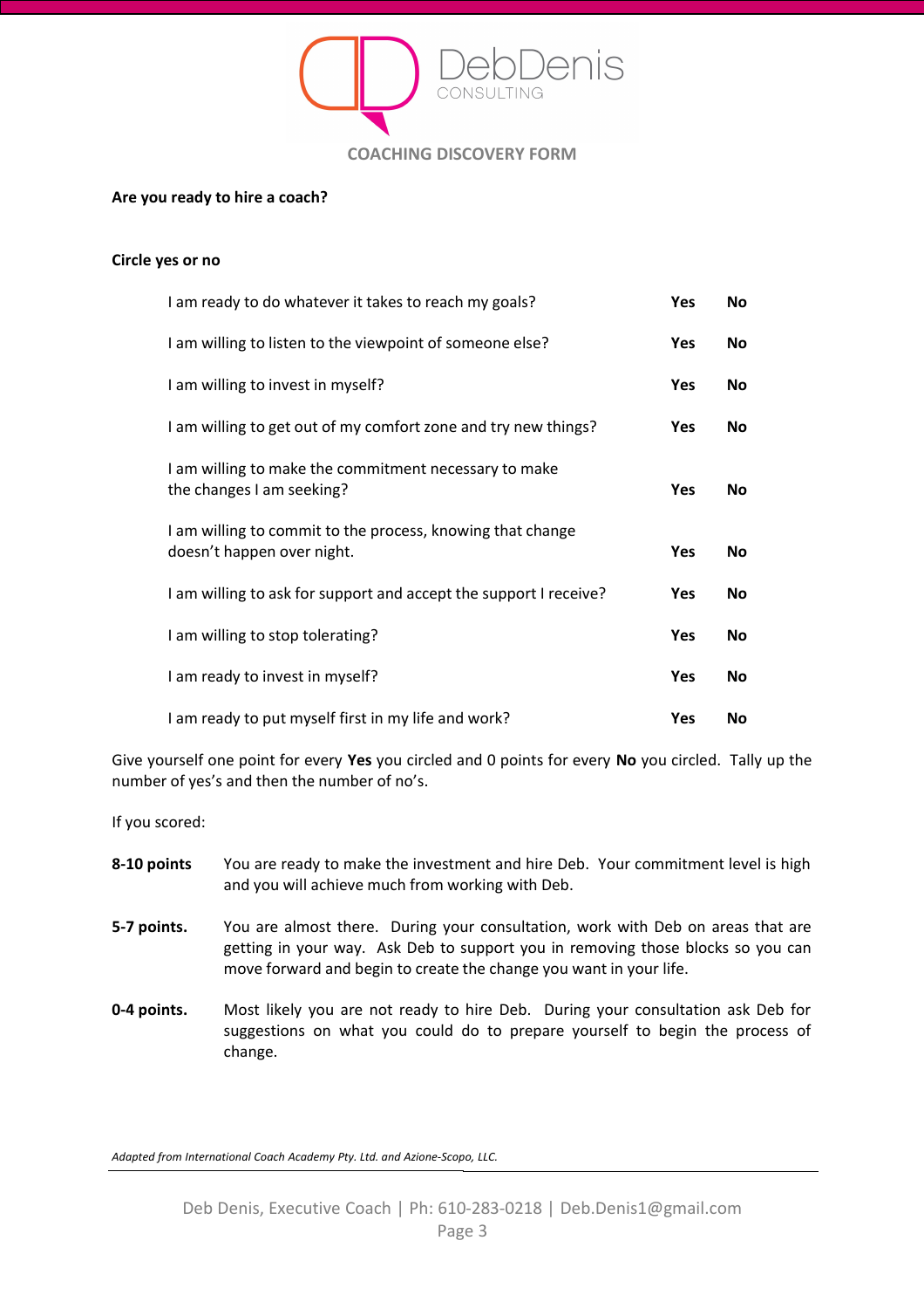DebDenis
CONSULTING

## COACHING DISCOVERY FORM

**Are you ready to hire a coach?**

**Circle yes or no**

| | | |
|---|---|---|
| I am ready to do whatever it takes to reach my goals? | **Yes** | **No** |
| I am willing to listen to the viewpoint of someone else? | **Yes** | **No** |
| I am willing to invest in myself? | **Yes** | **No** |
| I am willing to get out of my comfort zone and try new things? | **Yes** | **No** |
| I am willing to make the commitment necessary to make the changes I am seeking? | **Yes** | **No** |
| I am willing to commit to the process, knowing that change doesn't happen over night. | **Yes** | **No** |
| I am willing to ask for support and accept the support I receive? | **Yes** | **No** |
| I am willing to stop tolerating? | **Yes** | **No** |
| I am ready to invest in myself? | **Yes** | **No** |
| I am ready to put myself first in my life and work? | **Yes** | **No** |

Give yourself one point for every **Yes** you circled and 0 points for every **No** you circled. Tally up the number of yes's and then the number of no's.

If you scored:

**8-10 points** You are ready to make the investment and hire Deb. Your commitment level is high and you will achieve much from working with Deb.

**5-7 points.** You are almost there. During your consultation, work with Deb on areas that are getting in your way. Ask Deb to support you in removing those blocks so you can move forward and begin to create the change you want in your life.

**0-4 points.** Most likely you are not ready to hire Deb. During your consultation ask Deb for suggestions on what you could do to prepare yourself to begin the process of change.

*Adapted from International Coach Academy Pty. Ltd. and Azione-Scopo, LLC.*

Deb Denis, Executive Coach | Ph: 610-283-0218 | Deb.Denis1@gmail.com